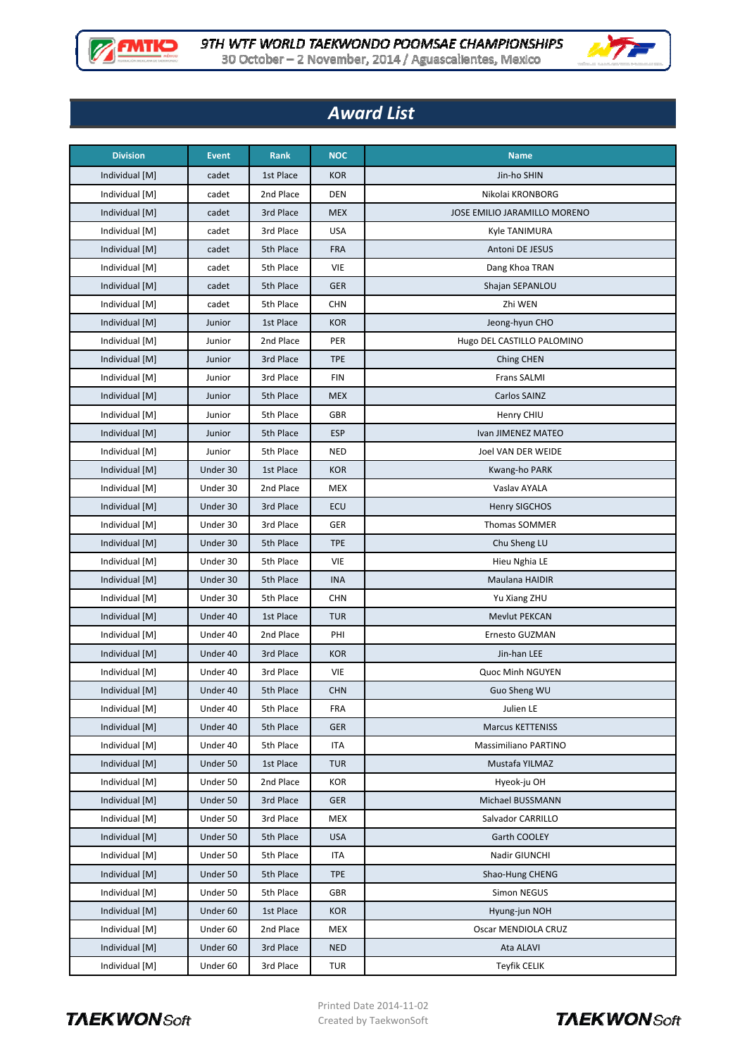# 9TH WTF WORLD TAEKWONDO POOMSAE CHAMPIONSHIPS

30 October – 2 November, 2014 / Aguascalientes, Mexico

## Award List

| Division | Event | Rank | NOC | Name |
|---|---|---|---|---|
| Individual [M] | cadet | 1st Place | KOR | Jin-ho SHIN |
| Individual [M] | cadet | 2nd Place | DEN | Nikolai KRONBORG |
| Individual [M] | cadet | 3rd Place | MEX | JOSE EMILIO JARAMILLO MORENO |
| Individual [M] | cadet | 3rd Place | USA | Kyle TANIMURA |
| Individual [M] | cadet | 5th Place | FRA | Antoni DE JESUS |
| Individual [M] | cadet | 5th Place | VIE | Dang Khoa TRAN |
| Individual [M] | cadet | 5th Place | GER | Shajan SEPANLOU |
| Individual [M] | cadet | 5th Place | CHN | Zhi WEN |
| Individual [M] | Junior | 1st Place | KOR | Jeong-hyun CHO |
| Individual [M] | Junior | 2nd Place | PER | Hugo DEL CASTILLO PALOMINO |
| Individual [M] | Junior | 3rd Place | TPE | Ching CHEN |
| Individual [M] | Junior | 3rd Place | FIN | Frans SALMI |
| Individual [M] | Junior | 5th Place | MEX | Carlos SAINZ |
| Individual [M] | Junior | 5th Place | GBR | Henry CHIU |
| Individual [M] | Junior | 5th Place | ESP | Ivan JIMENEZ MATEO |
| Individual [M] | Junior | 5th Place | NED | Joel VAN DER WEIDE |
| Individual [M] | Under 30 | 1st Place | KOR | Kwang-ho PARK |
| Individual [M] | Under 30 | 2nd Place | MEX | Vaslav AYALA |
| Individual [M] | Under 30 | 3rd Place | ECU | Henry SIGCHOS |
| Individual [M] | Under 30 | 3rd Place | GER | Thomas SOMMER |
| Individual [M] | Under 30 | 5th Place | TPE | Chu Sheng LU |
| Individual [M] | Under 30 | 5th Place | VIE | Hieu Nghia LE |
| Individual [M] | Under 30 | 5th Place | INA | Maulana HAIDIR |
| Individual [M] | Under 30 | 5th Place | CHN | Yu Xiang ZHU |
| Individual [M] | Under 40 | 1st Place | TUR | Mevlut PEKCAN |
| Individual [M] | Under 40 | 2nd Place | PHI | Ernesto GUZMAN |
| Individual [M] | Under 40 | 3rd Place | KOR | Jin-han LEE |
| Individual [M] | Under 40 | 3rd Place | VIE | Quoc Minh NGUYEN |
| Individual [M] | Under 40 | 5th Place | CHN | Guo Sheng WU |
| Individual [M] | Under 40 | 5th Place | FRA | Julien LE |
| Individual [M] | Under 40 | 5th Place | GER | Marcus KETTENISS |
| Individual [M] | Under 40 | 5th Place | ITA | Massimiliano PARTINO |
| Individual [M] | Under 50 | 1st Place | TUR | Mustafa YILMAZ |
| Individual [M] | Under 50 | 2nd Place | KOR | Hyeok-ju OH |
| Individual [M] | Under 50 | 3rd Place | GER | Michael BUSSMANN |
| Individual [M] | Under 50 | 3rd Place | MEX | Salvador CARRILLO |
| Individual [M] | Under 50 | 5th Place | USA | Garth COOLEY |
| Individual [M] | Under 50 | 5th Place | ITA | Nadir GIUNCHI |
| Individual [M] | Under 50 | 5th Place | TPE | Shao-Hung CHENG |
| Individual [M] | Under 50 | 5th Place | GBR | Simon NEGUS |
| Individual [M] | Under 60 | 1st Place | KOR | Hyung-jun NOH |
| Individual [M] | Under 60 | 2nd Place | MEX | Oscar MENDIOLA CRUZ |
| Individual [M] | Under 60 | 3rd Place | NED | Ata ALAVI |
| Individual [M] | Under 60 | 3rd Place | TUR | Teyfik CELIK |

Printed Date 2014-11-02
Created by TaekwonSoft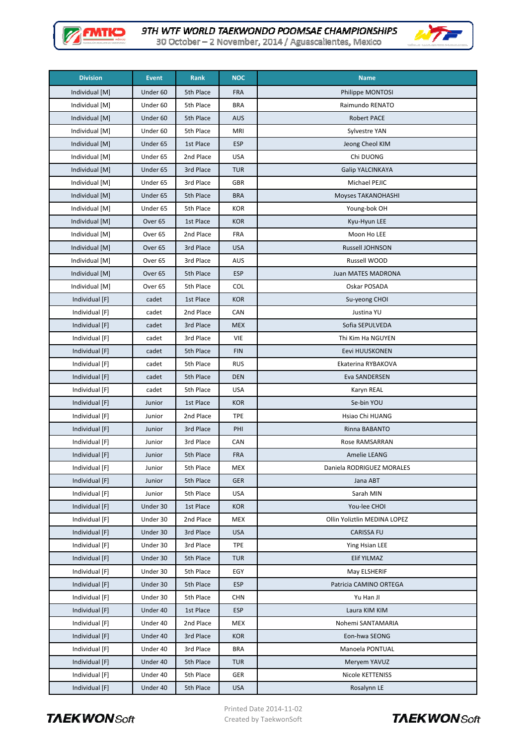| Division | Event | Rank | NOC | Name |
|---|---|---|---|---|
| Individual [M] | Under 60 | 5th Place | FRA | Philippe MONTOSI |
| Individual [M] | Under 60 | 5th Place | BRA | Raimundo RENATO |
| Individual [M] | Under 60 | 5th Place | AUS | Robert PACE |
| Individual [M] | Under 60 | 5th Place | MRI | Sylvestre YAN |
| Individual [M] | Under 65 | 1st Place | ESP | Jeong Cheol KIM |
| Individual [M] | Under 65 | 2nd Place | USA | Chi DUONG |
| Individual [M] | Under 65 | 3rd Place | TUR | Galip YALCINKAYA |
| Individual [M] | Under 65 | 3rd Place | GBR | Michael PEJIC |
| Individual [M] | Under 65 | 5th Place | BRA | Moyses TAKANOHASHI |
| Individual [M] | Under 65 | 5th Place | KOR | Young-bok OH |
| Individual [M] | Over 65 | 1st Place | KOR | Kyu-Hyun LEE |
| Individual [M] | Over 65 | 2nd Place | FRA | Moon Ho LEE |
| Individual [M] | Over 65 | 3rd Place | USA | Russell JOHNSON |
| Individual [M] | Over 65 | 3rd Place | AUS | Russell WOOD |
| Individual [M] | Over 65 | 5th Place | ESP | Juan MATES MADRONA |
| Individual [M] | Over 65 | 5th Place | COL | Oskar POSADA |
| Individual [F] | cadet | 1st Place | KOR | Su-yeong CHOI |
| Individual [F] | cadet | 2nd Place | CAN | Justina YU |
| Individual [F] | cadet | 3rd Place | MEX | Sofia SEPULVEDA |
| Individual [F] | cadet | 3rd Place | VIE | Thi Kim Ha NGUYEN |
| Individual [F] | cadet | 5th Place | FIN | Eevi HUUSKONEN |
| Individual [F] | cadet | 5th Place | RUS | Ekaterina RYBAKOVA |
| Individual [F] | cadet | 5th Place | DEN | Eva SANDERSEN |
| Individual [F] | cadet | 5th Place | USA | Karyn REAL |
| Individual [F] | Junior | 1st Place | KOR | Se-bin YOU |
| Individual [F] | Junior | 2nd Place | TPE | Hsiao Chi HUANG |
| Individual [F] | Junior | 3rd Place | PHI | Rinna BABANTO |
| Individual [F] | Junior | 3rd Place | CAN | Rose RAMSARRAN |
| Individual [F] | Junior | 5th Place | FRA | Amelie LEANG |
| Individual [F] | Junior | 5th Place | MEX | Daniela RODRIGUEZ MORALES |
| Individual [F] | Junior | 5th Place | GER | Jana ABT |
| Individual [F] | Junior | 5th Place | USA | Sarah MIN |
| Individual [F] | Under 30 | 1st Place | KOR | You-lee CHOI |
| Individual [F] | Under 30 | 2nd Place | MEX | Ollin Yoliztlin MEDINA LOPEZ |
| Individual [F] | Under 30 | 3rd Place | USA | CARISSA FU |
| Individual [F] | Under 30 | 3rd Place | TPE | Ying Hsian LEE |
| Individual [F] | Under 30 | 5th Place | TUR | Elif YILMAZ |
| Individual [F] | Under 30 | 5th Place | EGY | May ELSHERIF |
| Individual [F] | Under 30 | 5th Place | ESP | Patricia CAMINO ORTEGA |
| Individual [F] | Under 30 | 5th Place | CHN | Yu Han JI |
| Individual [F] | Under 40 | 1st Place | ESP | Laura KIM KIM |
| Individual [F] | Under 40 | 2nd Place | MEX | Nohemi SANTAMARIA |
| Individual [F] | Under 40 | 3rd Place | KOR | Eon-hwa SEONG |
| Individual [F] | Under 40 | 3rd Place | BRA | Manoela PONTUAL |
| Individual [F] | Under 40 | 5th Place | TUR | Meryem YAVUZ |
| Individual [F] | Under 40 | 5th Place | GER | Nicole KETTENISS |
| Individual [F] | Under 40 | 5th Place | USA | Rosalynn LE |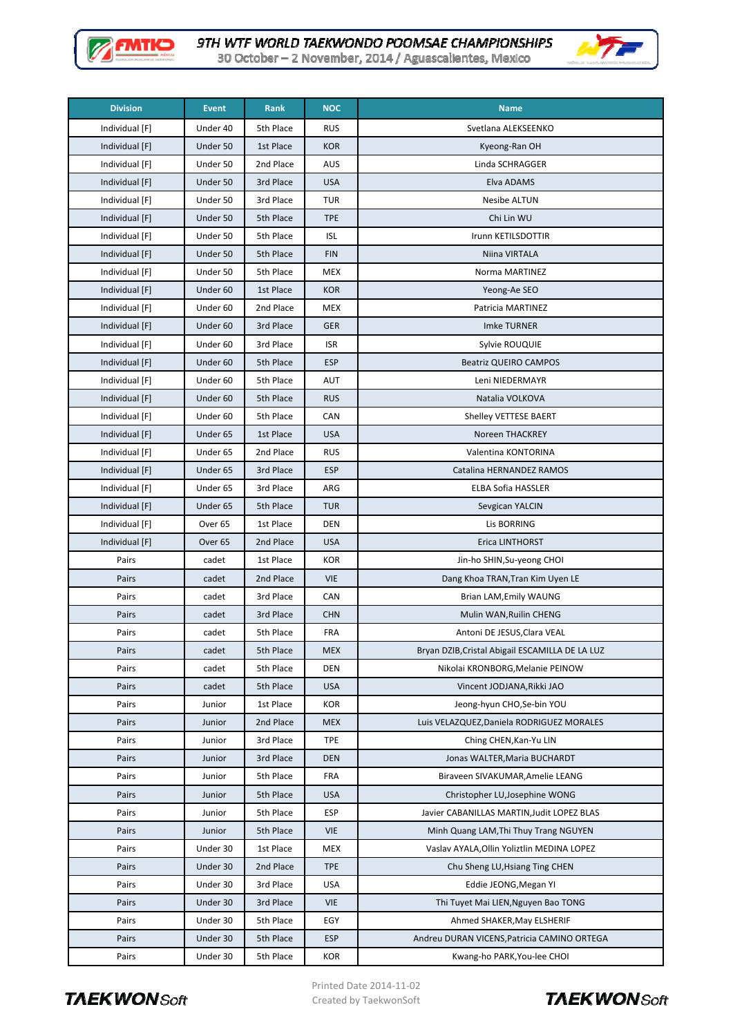| Division | Event | Rank | NOC | Name |
|---|---|---|---|---|
| Individual [F] | Under 40 | 5th Place | RUS | Svetlana ALEKSEENKO |
| Individual [F] | Under 50 | 1st Place | KOR | Kyeong-Ran OH |
| Individual [F] | Under 50 | 2nd Place | AUS | Linda SCHRAGGER |
| Individual [F] | Under 50 | 3rd Place | USA | Elva ADAMS |
| Individual [F] | Under 50 | 3rd Place | TUR | Nesibe ALTUN |
| Individual [F] | Under 50 | 5th Place | TPE | Chi Lin WU |
| Individual [F] | Under 50 | 5th Place | ISL | Irunn KETILSDOTTIR |
| Individual [F] | Under 50 | 5th Place | FIN | Niina VIRTALA |
| Individual [F] | Under 50 | 5th Place | MEX | Norma MARTINEZ |
| Individual [F] | Under 60 | 1st Place | KOR | Yeong-Ae SEO |
| Individual [F] | Under 60 | 2nd Place | MEX | Patricia MARTINEZ |
| Individual [F] | Under 60 | 3rd Place | GER | Imke TURNER |
| Individual [F] | Under 60 | 3rd Place | ISR | Sylvie ROUQUIE |
| Individual [F] | Under 60 | 5th Place | ESP | Beatriz QUEIRO CAMPOS |
| Individual [F] | Under 60 | 5th Place | AUT | Leni NIEDERMAYR |
| Individual [F] | Under 60 | 5th Place | RUS | Natalia VOLKOVA |
| Individual [F] | Under 60 | 5th Place | CAN | Shelley VETTESE BAERT |
| Individual [F] | Under 65 | 1st Place | USA | Noreen THACKREY |
| Individual [F] | Under 65 | 2nd Place | RUS | Valentina KONTORINA |
| Individual [F] | Under 65 | 3rd Place | ESP | Catalina HERNANDEZ RAMOS |
| Individual [F] | Under 65 | 3rd Place | ARG | ELBA Sofia HASSLER |
| Individual [F] | Under 65 | 5th Place | TUR | Sevgican YALCIN |
| Individual [F] | Over 65 | 1st Place | DEN | Lis BORRING |
| Individual [F] | Over 65 | 2nd Place | USA | Erica LINTHORST |
| Pairs | cadet | 1st Place | KOR | Jin-ho SHIN,Su-yeong CHOI |
| Pairs | cadet | 2nd Place | VIE | Dang Khoa TRAN,Tran Kim Uyen LE |
| Pairs | cadet | 3rd Place | CAN | Brian LAM,Emily WAUNG |
| Pairs | cadet | 3rd Place | CHN | Mulin WAN,Ruilin CHENG |
| Pairs | cadet | 5th Place | FRA | Antoni DE JESUS,Clara VEAL |
| Pairs | cadet | 5th Place | MEX | Bryan DZIB,Cristal Abigail ESCAMILLA DE LA LUZ |
| Pairs | cadet | 5th Place | DEN | Nikolai KRONBORG,Melanie PEINOW |
| Pairs | cadet | 5th Place | USA | Vincent JODJANA,Rikki JAO |
| Pairs | Junior | 1st Place | KOR | Jeong-hyun CHO,Se-bin YOU |
| Pairs | Junior | 2nd Place | MEX | Luis VELAZQUEZ,Daniela RODRIGUEZ MORALES |
| Pairs | Junior | 3rd Place | TPE | Ching CHEN,Kan-Yu LIN |
| Pairs | Junior | 3rd Place | DEN | Jonas WALTER,Maria BUCHARDT |
| Pairs | Junior | 5th Place | FRA | Biraveen SIVAKUMAR,Amelie LEANG |
| Pairs | Junior | 5th Place | USA | Christopher LU,Josephine WONG |
| Pairs | Junior | 5th Place | ESP | Javier CABANILLAS MARTIN,Judit LOPEZ BLAS |
| Pairs | Junior | 5th Place | VIE | Minh Quang LAM,Thi Thuy Trang NGUYEN |
| Pairs | Under 30 | 1st Place | MEX | Vaslav AYALA,Ollin Yoliztlin MEDINA LOPEZ |
| Pairs | Under 30 | 2nd Place | TPE | Chu Sheng LU,Hsiang Ting CHEN |
| Pairs | Under 30 | 3rd Place | USA | Eddie JEONG,Megan YI |
| Pairs | Under 30 | 3rd Place | VIE | Thi Tuyet Mai LIEN,Nguyen Bao TONG |
| Pairs | Under 30 | 5th Place | EGY | Ahmed SHAKER,May ELSHERIF |
| Pairs | Under 30 | 5th Place | ESP | Andreu DURAN VICENS,Patricia CAMINO ORTEGA |
| Pairs | Under 30 | 5th Place | KOR | Kwang-ho PARK,You-lee CHOI |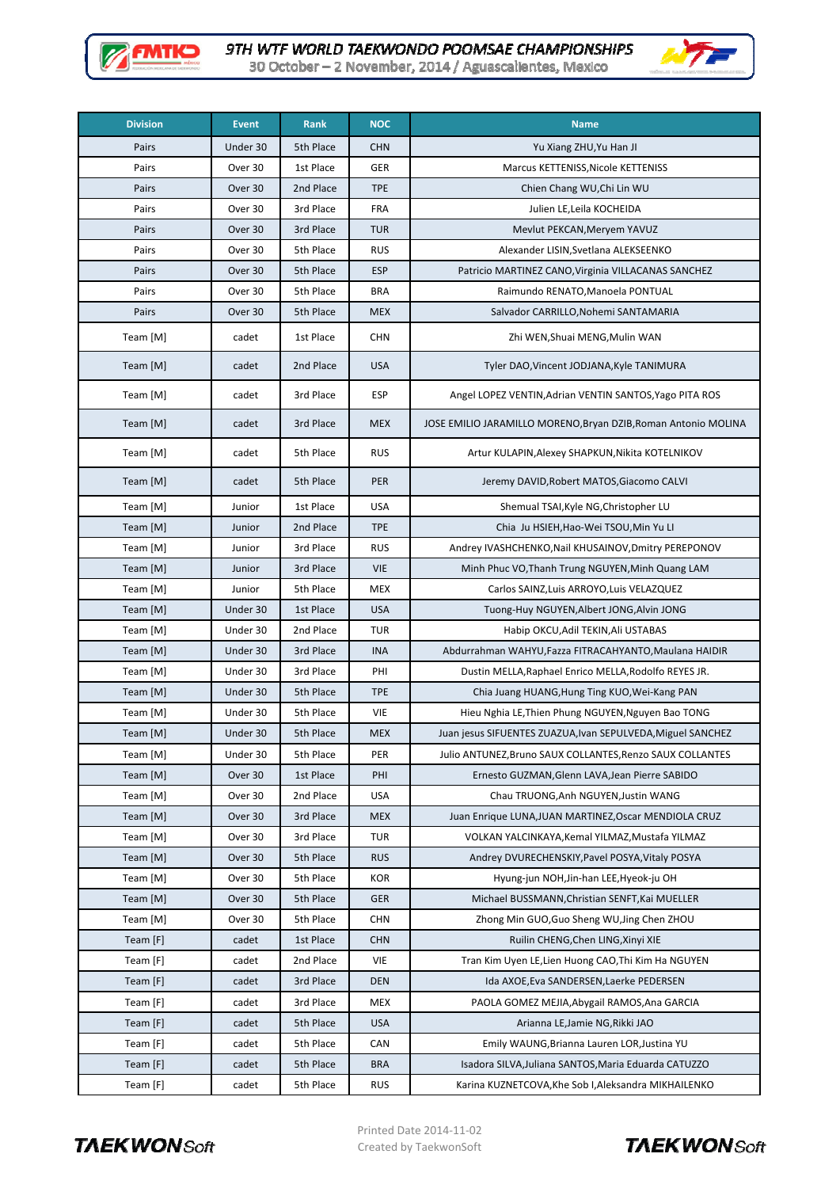| Division | Event | Rank | NOC | Name |
|---|---|---|---|---|
| Pairs | Under 30 | 5th Place | CHN | Yu Xiang ZHU,Yu Han JI |
| Pairs | Over 30 | 1st Place | GER | Marcus KETTENISS,Nicole KETTENISS |
| Pairs | Over 30 | 2nd Place | TPE | Chien Chang WU,Chi Lin WU |
| Pairs | Over 30 | 3rd Place | FRA | Julien LE,Leila KOCHEIDA |
| Pairs | Over 30 | 3rd Place | TUR | Mevlut PEKCAN,Meryem YAVUZ |
| Pairs | Over 30 | 5th Place | RUS | Alexander LISIN,Svetlana ALEKSEENKO |
| Pairs | Over 30 | 5th Place | ESP | Patricio MARTINEZ CANO,Virginia VILLACANAS SANCHEZ |
| Pairs | Over 30 | 5th Place | BRA | Raimundo RENATO,Manoela PONTUAL |
| Pairs | Over 30 | 5th Place | MEX | Salvador CARRILLO,Nohemi SANTAMARIA |
| Team [M] | cadet | 1st Place | CHN | Zhi WEN,Shuai MENG,Mulin WAN |
| Team [M] | cadet | 2nd Place | USA | Tyler DAO,Vincent JODJANA,Kyle TANIMURA |
| Team [M] | cadet | 3rd Place | ESP | Angel LOPEZ VENTIN,Adrian VENTIN SANTOS,Yago PITA ROS |
| Team [M] | cadet | 3rd Place | MEX | JOSE EMILIO JARAMILLO MORENO,Bryan DZIB,Roman Antonio MOLINA |
| Team [M] | cadet | 5th Place | RUS | Artur KULAPIN,Alexey SHAPKUN,Nikita KOTELNIKOV |
| Team [M] | cadet | 5th Place | PER | Jeremy DAVID,Robert MATOS,Giacomo CALVI |
| Team [M] | Junior | 1st Place | USA | Shemual TSAI,Kyle NG,Christopher LU |
| Team [M] | Junior | 2nd Place | TPE | Chia Ju HSIEH,Hao-Wei TSOU,Min Yu LI |
| Team [M] | Junior | 3rd Place | RUS | Andrey IVASHCHENKO,Nail KHUSAINOV,Dmitry PEREPONOV |
| Team [M] | Junior | 3rd Place | VIE | Minh Phuc VO,Thanh Trung NGUYEN,Minh Quang LAM |
| Team [M] | Junior | 5th Place | MEX | Carlos SAINZ,Luis ARROYO,Luis VELAZQUEZ |
| Team [M] | Under 30 | 1st Place | USA | Tuong-Huy NGUYEN,Albert JONG,Alvin JONG |
| Team [M] | Under 30 | 2nd Place | TUR | Habip OKCU,Adil TEKIN,Ali USTABAS |
| Team [M] | Under 30 | 3rd Place | INA | Abdurrahman WAHYU,Fazza FITRACAHYANTO,Maulana HAIDIR |
| Team [M] | Under 30 | 3rd Place | PHI | Dustin MELLA,Raphael Enrico MELLA,Rodolfo REYES JR. |
| Team [M] | Under 30 | 5th Place | TPE | Chia Juang HUANG,Hung Ting KUO,Wei-Kang PAN |
| Team [M] | Under 30 | 5th Place | VIE | Hieu Nghia LE,Thien Phung NGUYEN,Nguyen Bao TONG |
| Team [M] | Under 30 | 5th Place | MEX | Juan jesus SIFUENTES ZUAZUA,Ivan SEPULVEDA,Miguel SANCHEZ |
| Team [M] | Under 30 | 5th Place | PER | Julio ANTUNEZ,Bruno SAUX COLLANTES,Renzo SAUX COLLANTES |
| Team [M] | Over 30 | 1st Place | PHI | Ernesto GUZMAN,Glenn LAVA,Jean Pierre SABIDO |
| Team [M] | Over 30 | 2nd Place | USA | Chau TRUONG,Anh NGUYEN,Justin WANG |
| Team [M] | Over 30 | 3rd Place | MEX | Juan Enrique LUNA,JUAN MARTINEZ,Oscar MENDIOLA CRUZ |
| Team [M] | Over 30 | 3rd Place | TUR | VOLKAN YALCINKAYA,Kemal YILMAZ,Mustafa YILMAZ |
| Team [M] | Over 30 | 5th Place | RUS | Andrey DVURECHENSKIY,Pavel POSYA,Vitaly POSYA |
| Team [M] | Over 30 | 5th Place | KOR | Hyung-jun NOH,Jin-han LEE,Hyeok-ju OH |
| Team [M] | Over 30 | 5th Place | GER | Michael BUSSMANN,Christian SENFT,Kai MUELLER |
| Team [M] | Over 30 | 5th Place | CHN | Zhong Min GUO,Guo Sheng WU,Jing Chen ZHOU |
| Team [F] | cadet | 1st Place | CHN | Ruilin CHENG,Chen LING,Xinyi XIE |
| Team [F] | cadet | 2nd Place | VIE | Tran Kim Uyen LE,Lien Huong CAO,Thi Kim Ha NGUYEN |
| Team [F] | cadet | 3rd Place | DEN | Ida AXOE,Eva SANDERSEN,Laerke PEDERSEN |
| Team [F] | cadet | 3rd Place | MEX | PAOLA GOMEZ MEJIA,Abygail RAMOS,Ana GARCIA |
| Team [F] | cadet | 5th Place | USA | Arianna LE,Jamie NG,Rikki JAO |
| Team [F] | cadet | 5th Place | CAN | Emily WAUNG,Brianna Lauren LOR,Justina YU |
| Team [F] | cadet | 5th Place | BRA | Isadora SILVA,Juliana SANTOS,Maria Eduarda CATUZZO |
| Team [F] | cadet | 5th Place | RUS | Karina KUZNETCOVA,Khe Sob I,Aleksandra MIKHAILENKO |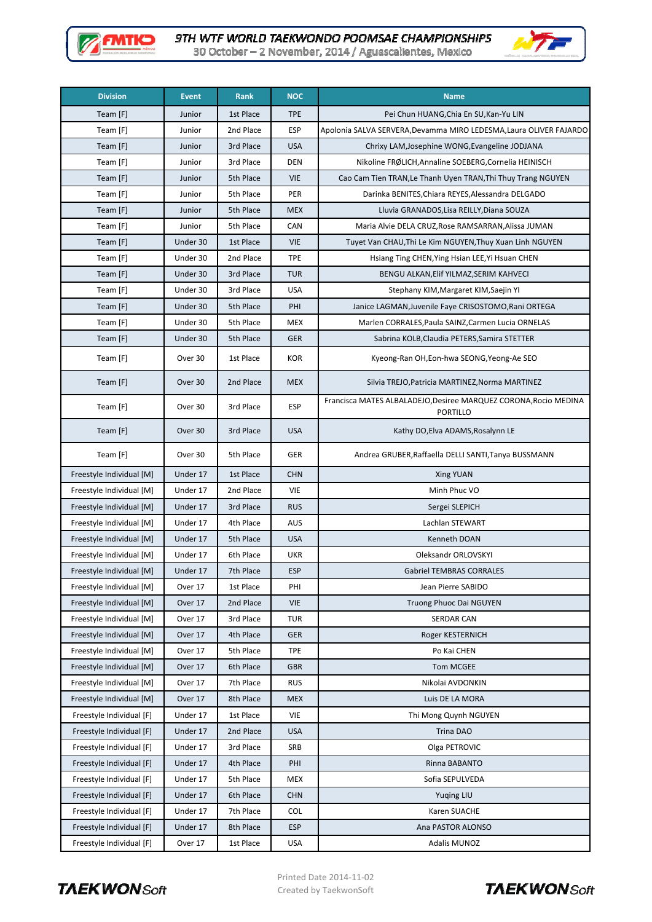| Division | Event | Rank | NOC | Name |
|---|---|---|---|---|
| Team [F] | Junior | 1st Place | TPE | Pei Chun HUANG,Chia En SU,Kan-Yu LIN |
| Team [F] | Junior | 2nd Place | ESP | Apolonia SALVA SERVERA,Devamma MIRO LEDESMA,Laura OLIVER FAJARDO |
| Team [F] | Junior | 3rd Place | USA | Chrixy LAM,Josephine WONG,Evangeline JODJANA |
| Team [F] | Junior | 3rd Place | DEN | Nikoline FRØLICH,Annaline SOEBERG,Cornelia HEINISCH |
| Team [F] | Junior | 5th Place | VIE | Cao Cam Tien TRAN,Le Thanh Uyen TRAN,Thi Thuy Trang NGUYEN |
| Team [F] | Junior | 5th Place | PER | Darinka BENITES,Chiara REYES,Alessandra DELGADO |
| Team [F] | Junior | 5th Place | MEX | Lluvia GRANADOS,Lisa REILLY,Diana SOUZA |
| Team [F] | Junior | 5th Place | CAN | Maria Alvie DELA CRUZ,Rose RAMSARRAN,Alissa JUMAN |
| Team [F] | Under 30 | 1st Place | VIE | Tuyet Van CHAU,Thi Le Kim NGUYEN,Thuy Xuan Linh NGUYEN |
| Team [F] | Under 30 | 2nd Place | TPE | Hsiang Ting CHEN,Ying Hsian LEE,Yi Hsuan CHEN |
| Team [F] | Under 30 | 3rd Place | TUR | BENGU ALKAN,Elif YILMAZ,SERIM KAHVECI |
| Team [F] | Under 30 | 3rd Place | USA | Stephany KIM,Margaret KIM,Saejin YI |
| Team [F] | Under 30 | 5th Place | PHI | Janice LAGMAN,Juvenile Faye CRISOSTOMO,Rani ORTEGA |
| Team [F] | Under 30 | 5th Place | MEX | Marlen CORRALES,Paula SAINZ,Carmen Lucia ORNELAS |
| Team [F] | Under 30 | 5th Place | GER | Sabrina KOLB,Claudia PETERS,Samira STETTER |
| Team [F] | Over 30 | 1st Place | KOR | Kyeong-Ran OH,Eon-hwa SEONG,Yeong-Ae SEO |
| Team [F] | Over 30 | 2nd Place | MEX | Silvia TREJO,Patricia MARTINEZ,Norma MARTINEZ |
| Team [F] | Over 30 | 3rd Place | ESP | Francisca MATES ALBALADEJO,Desiree MARQUEZ CORONA,Rocio MEDINA PORTILLO |
| Team [F] | Over 30 | 3rd Place | USA | Kathy DO,Elva ADAMS,Rosalynn LE |
| Team [F] | Over 30 | 5th Place | GER | Andrea GRUBER,Raffaella DELLI SANTI,Tanya BUSSMANN |
| Freestyle Individual [M] | Under 17 | 1st Place | CHN | Xing YUAN |
| Freestyle Individual [M] | Under 17 | 2nd Place | VIE | Minh Phuc VO |
| Freestyle Individual [M] | Under 17 | 3rd Place | RUS | Sergei SLEPICH |
| Freestyle Individual [M] | Under 17 | 4th Place | AUS | Lachlan STEWART |
| Freestyle Individual [M] | Under 17 | 5th Place | USA | Kenneth DOAN |
| Freestyle Individual [M] | Under 17 | 6th Place | UKR | Oleksandr ORLOVSKYI |
| Freestyle Individual [M] | Under 17 | 7th Place | ESP | Gabriel TEMBRAS CORRALES |
| Freestyle Individual [M] | Over 17 | 1st Place | PHI | Jean Pierre SABIDO |
| Freestyle Individual [M] | Over 17 | 2nd Place | VIE | Truong Phuoc Dai NGUYEN |
| Freestyle Individual [M] | Over 17 | 3rd Place | TUR | SERDAR CAN |
| Freestyle Individual [M] | Over 17 | 4th Place | GER | Roger KESTERNICH |
| Freestyle Individual [M] | Over 17 | 5th Place | TPE | Po Kai CHEN |
| Freestyle Individual [M] | Over 17 | 6th Place | GBR | Tom MCGEE |
| Freestyle Individual [M] | Over 17 | 7th Place | RUS | Nikolai AVDONKIN |
| Freestyle Individual [M] | Over 17 | 8th Place | MEX | Luis DE LA MORA |
| Freestyle Individual [F] | Under 17 | 1st Place | VIE | Thi Mong Quynh NGUYEN |
| Freestyle Individual [F] | Under 17 | 2nd Place | USA | Trina DAO |
| Freestyle Individual [F] | Under 17 | 3rd Place | SRB | Olga PETROVIC |
| Freestyle Individual [F] | Under 17 | 4th Place | PHI | Rinna BABANTO |
| Freestyle Individual [F] | Under 17 | 5th Place | MEX | Sofia SEPULVEDA |
| Freestyle Individual [F] | Under 17 | 6th Place | CHN | Yuqing LIU |
| Freestyle Individual [F] | Under 17 | 7th Place | COL | Karen SUACHE |
| Freestyle Individual [F] | Under 17 | 8th Place | ESP | Ana PASTOR ALONSO |
| Freestyle Individual [F] | Over 17 | 1st Place | USA | Adalis MUNOZ |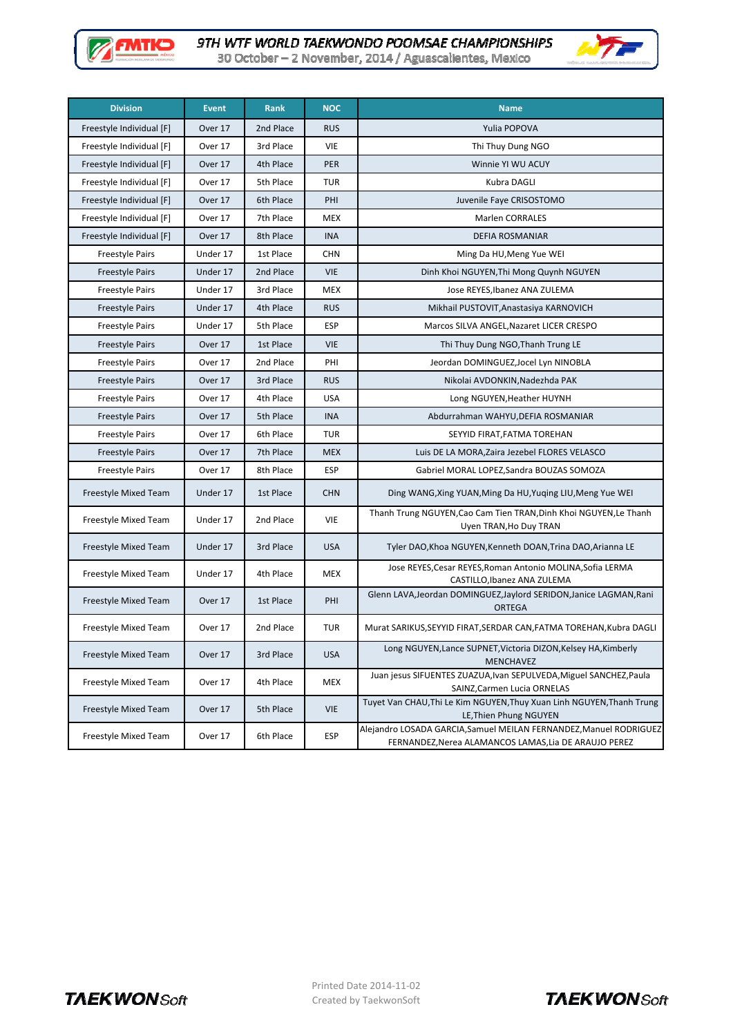| Division | Event | Rank | NOC | Name |
| --- | --- | --- | --- | --- |
| Freestyle Individual [F] | Over 17 | 2nd Place | RUS | Yulia POPOVA |
| Freestyle Individual [F] | Over 17 | 3rd Place | VIE | Thi Thuy Dung NGO |
| Freestyle Individual [F] | Over 17 | 4th Place | PER | Winnie YI WU ACUY |
| Freestyle Individual [F] | Over 17 | 5th Place | TUR | Kubra DAGLI |
| Freestyle Individual [F] | Over 17 | 6th Place | PHI | Juvenile Faye CRISOSTOMO |
| Freestyle Individual [F] | Over 17 | 7th Place | MEX | Marlen CORRALES |
| Freestyle Individual [F] | Over 17 | 8th Place | INA | DEFIA ROSMANIAR |
| Freestyle Pairs | Under 17 | 1st Place | CHN | Ming Da HU,Meng Yue WEI |
| Freestyle Pairs | Under 17 | 2nd Place | VIE | Dinh Khoi NGUYEN,Thi Mong Quynh NGUYEN |
| Freestyle Pairs | Under 17 | 3rd Place | MEX | Jose REYES,Ibanez ANA ZULEMA |
| Freestyle Pairs | Under 17 | 4th Place | RUS | Mikhail PUSTOVIT,Anastasiya KARNOVICH |
| Freestyle Pairs | Under 17 | 5th Place | ESP | Marcos SILVA ANGEL,Nazaret LICER CRESPO |
| Freestyle Pairs | Over 17 | 1st Place | VIE | Thi Thuy Dung NGO,Thanh Trung LE |
| Freestyle Pairs | Over 17 | 2nd Place | PHI | Jeordan DOMINGUEZ,Jocel Lyn NINOBLA |
| Freestyle Pairs | Over 17 | 3rd Place | RUS | Nikolai AVDONKIN,Nadezhda PAK |
| Freestyle Pairs | Over 17 | 4th Place | USA | Long NGUYEN,Heather HUYNH |
| Freestyle Pairs | Over 17 | 5th Place | INA | Abdurrahman WAHYU,DEFIA ROSMANIAR |
| Freestyle Pairs | Over 17 | 6th Place | TUR | SEYYID FIRAT,FATMA TOREHAN |
| Freestyle Pairs | Over 17 | 7th Place | MEX | Luis DE LA MORA,Zaira Jezebel FLORES VELASCO |
| Freestyle Pairs | Over 17 | 8th Place | ESP | Gabriel MORAL LOPEZ,Sandra BOUZAS SOMOZA |
| Freestyle Mixed Team | Under 17 | 1st Place | CHN | Ding WANG,Xing YUAN,Ming Da HU,Yuqing LIU,Meng Yue WEI |
| Freestyle Mixed Team | Under 17 | 2nd Place | VIE | Thanh Trung NGUYEN,Cao Cam Tien TRAN,Dinh Khoi NGUYEN,Le Thanh Uyen TRAN,Ho Duy TRAN |
| Freestyle Mixed Team | Under 17 | 3rd Place | USA | Tyler DAO,Khoa NGUYEN,Kenneth DOAN,Trina DAO,Arianna LE |
| Freestyle Mixed Team | Under 17 | 4th Place | MEX | Jose REYES,Cesar REYES,Roman Antonio MOLINA,Sofia LERMA CASTILLO,Ibanez ANA ZULEMA |
| Freestyle Mixed Team | Over 17 | 1st Place | PHI | Glenn LAVA,Jeordan DOMINGUEZ,Jaylord SERIDON,Janice LAGMAN,Rani ORTEGA |
| Freestyle Mixed Team | Over 17 | 2nd Place | TUR | Murat SARIKUS,SEYYID FIRAT,SERDAR CAN,FATMA TOREHAN,Kubra DAGLI |
| Freestyle Mixed Team | Over 17 | 3rd Place | USA | Long NGUYEN,Lance SUPNET,Victoria DIZON,Kelsey HA,Kimberly MENCHAVEZ |
| Freestyle Mixed Team | Over 17 | 4th Place | MEX | Juan jesus SIFUENTES ZUAZUA,Ivan SEPULVEDA,Miguel SANCHEZ,Paula SAINZ,Carmen Lucia ORNELAS |
| Freestyle Mixed Team | Over 17 | 5th Place | VIE | Tuyet Van CHAU,Thi Le Kim NGUYEN,Thuy Xuan Linh NGUYEN,Thanh Trung LE,Thien Phung NGUYEN |
| Freestyle Mixed Team | Over 17 | 6th Place | ESP | Alejandro LOSADA GARCIA,Samuel MEILAN FERNANDEZ,Manuel RODRIGUEZ FERNANDEZ,Nerea ALAMANCOS LAMAS,Lia DE ARAUJO PEREZ |